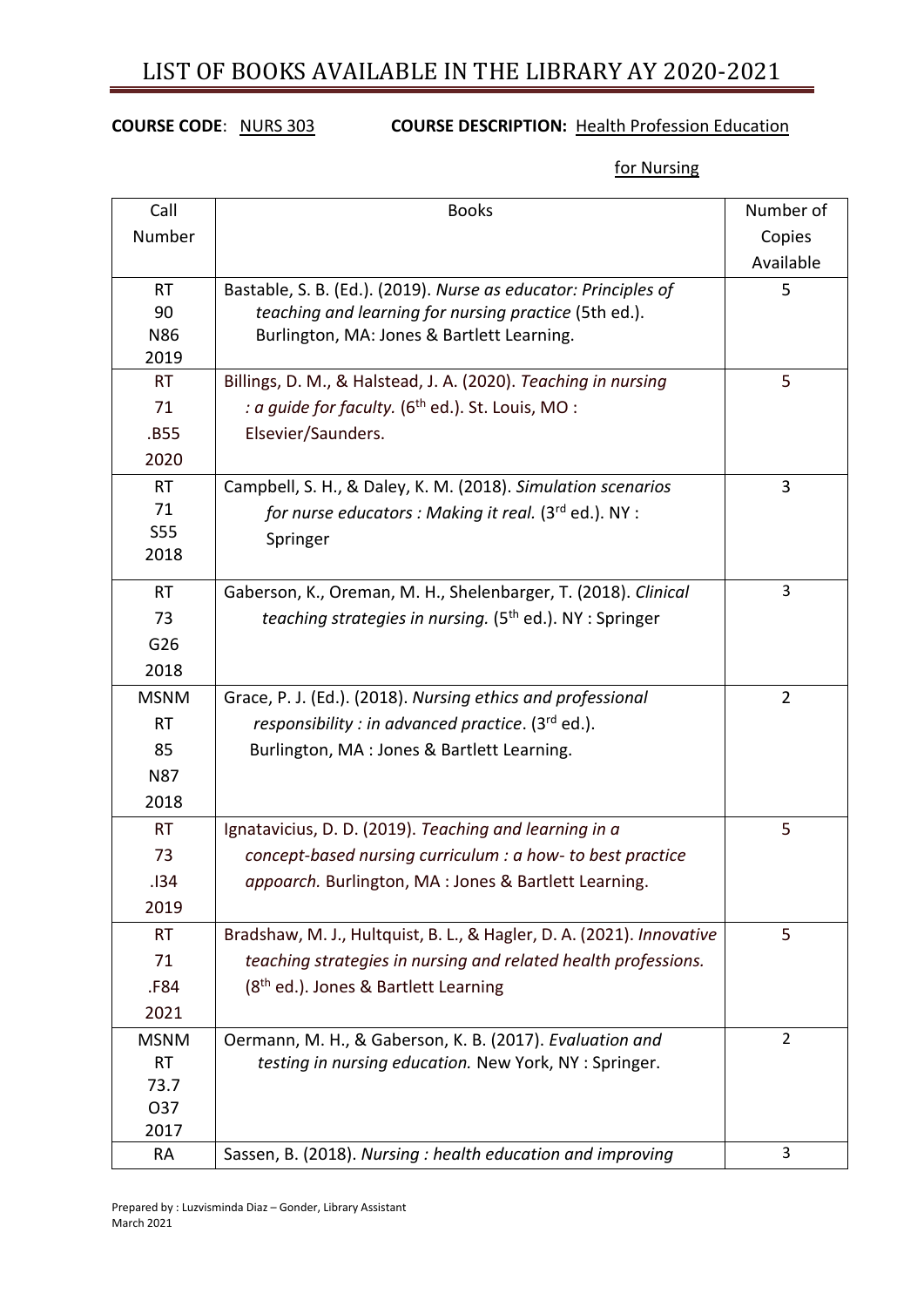# LIST OF BOOKS AVAILABLE IN THE LIBRARY AY 2020-2021

**COURSE CODE**: NURS 303 **COURSE DESCRIPTION:** Health Profession Education for Nursing

| Call Number | Books | Number of Copies Available |
|---|---|---|
| RT 90 N86 2019 | Bastable, S. B. (Ed.). (2019). *Nurse as educator: Principles of teaching and learning for nursing practice* (5th ed.). Burlington, MA: Jones & Bartlett Learning. | 5 |
| RT 71 .B55 2020 | Billings, D. M., & Halstead, J. A. (2020). *Teaching in nursing : a guide for faculty.* (6th ed.). St. Louis, MO : Elsevier/Saunders. | 5 |
| RT 71 S55 2018 | Campbell, S. H., & Daley, K. M. (2018). *Simulation scenarios for nurse educators : Making it real.* (3rd ed.). NY : Springer | 3 |
| RT 73 G26 2018 | Gaberson, K., Oreman, M. H., Shelenbarger, T. (2018). *Clinical teaching strategies in nursing.* (5th ed.). NY : Springer | 3 |
| MSNM RT 85 N87 2018 | Grace, P. J. (Ed.). (2018). *Nursing ethics and professional responsibility : in advanced practice*. (3rd ed.). Burlington, MA : Jones & Bartlett Learning. | 2 |
| RT 73 .I34 2019 | Ignatavicius, D. D. (2019). *Teaching and learning in a concept-based nursing curriculum : a how- to best practice appoarch.* Burlington, MA : Jones & Bartlett Learning. | 5 |
| RT 71 .F84 2021 | Bradshaw, M. J., Hultquist, B. L., & Hagler, D. A. (2021). *Innovative teaching strategies in nursing and related health professions.* (8th ed.). Jones & Bartlett Learning | 5 |
| MSNM RT 73.7 O37 2017 | Oermann, M. H., & Gaberson, K. B. (2017). *Evaluation and testing in nursing education.* New York, NY : Springer. | 2 |
| RA | Sassen, B. (2018). *Nursing : health education and improving* | 3 |

Prepared by : Luzvisminda Diaz – Gonder, Library Assistant
March 2021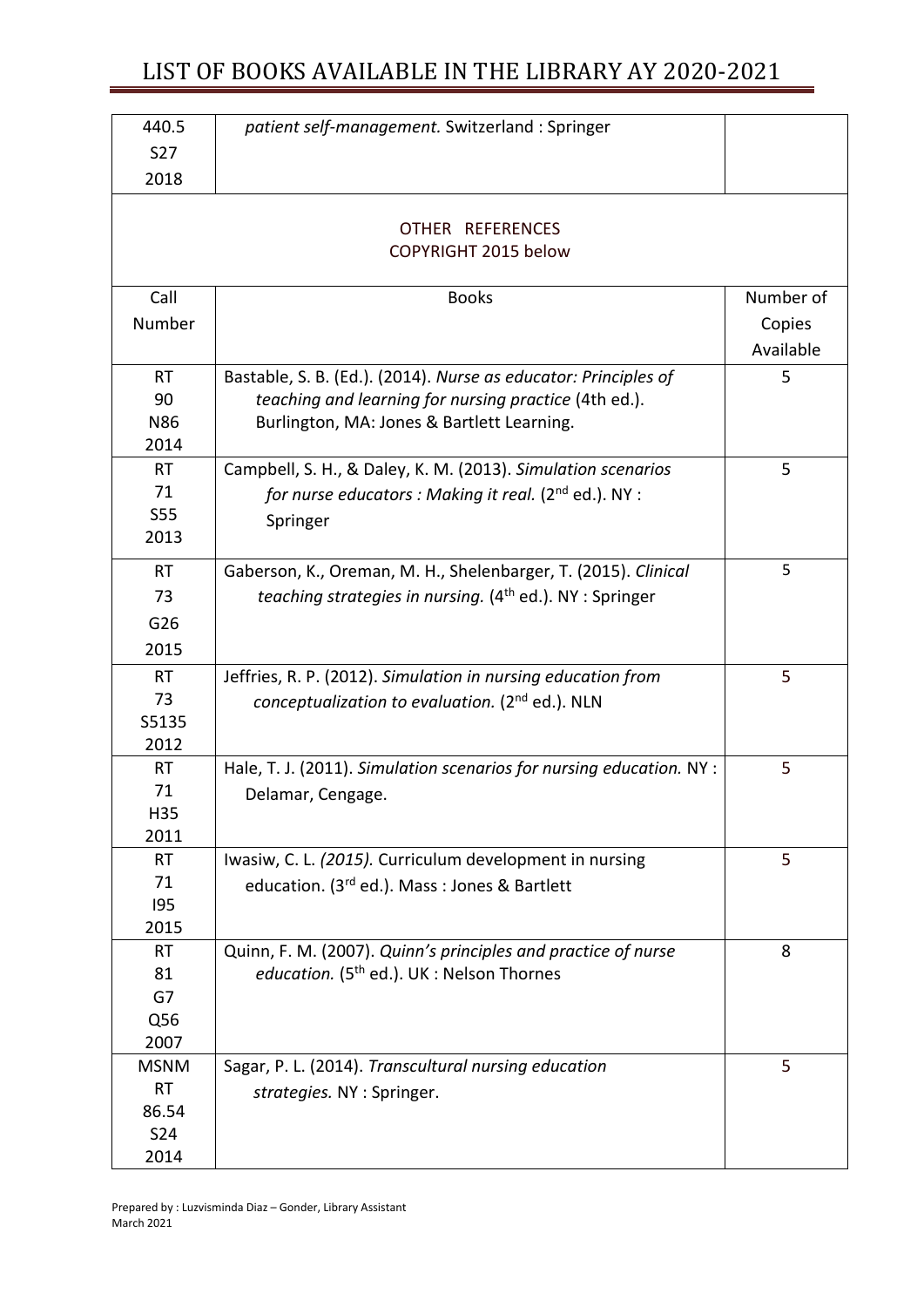| | | |
|---|---|---|
| 440.5 S27 2018 | *patient self-management.* Switzerland : Springer | |

OTHER REFERENCES
COPYRIGHT 2015 below

| Call Number | Books | Number of Copies Available |
|---|---|---|
| RT 90 N86 2014 | Bastable, S. B. (Ed.). (2014). *Nurse as educator: Principles of teaching and learning for nursing practice* (4th ed.). Burlington, MA: Jones & Bartlett Learning. | 5 |
| RT 71 S55 2013 | Campbell, S. H., & Daley, K. M. (2013). *Simulation scenarios for nurse educators : Making it real.* (2nd ed.). NY : Springer | 5 |
| RT 73 G26 2015 | Gaberson, K., Oreman, M. H., Shelenbarger, T. (2015). *Clinical teaching strategies in nursing.* (4th ed.). NY : Springer | 5 |
| RT 73 S5135 2012 | Jeffries, R. P. (2012). *Simulation in nursing education from conceptualization to evaluation.* (2nd ed.). NLN | 5 |
| RT 71 H35 2011 | Hale, T. J. (2011). *Simulation scenarios for nursing education.* NY : Delamar, Cengage. | 5 |
| RT 71 I95 2015 | Iwasiw, C. L. *(2015).* Curriculum development in nursing education. (3rd ed.). Mass : Jones & Bartlett | 5 |
| RT 81 G7 Q56 2007 | Quinn, F. M. (2007). *Quinn's principles and practice of nurse education.* (5th ed.). UK : Nelson Thornes | 8 |
| MSNM RT 86.54 S24 2014 | Sagar, P. L. (2014). *Transcultural nursing education strategies.* NY : Springer. | 5 |

Prepared by : Luzvisminda Diaz – Gonder, Library Assistant
March 2021